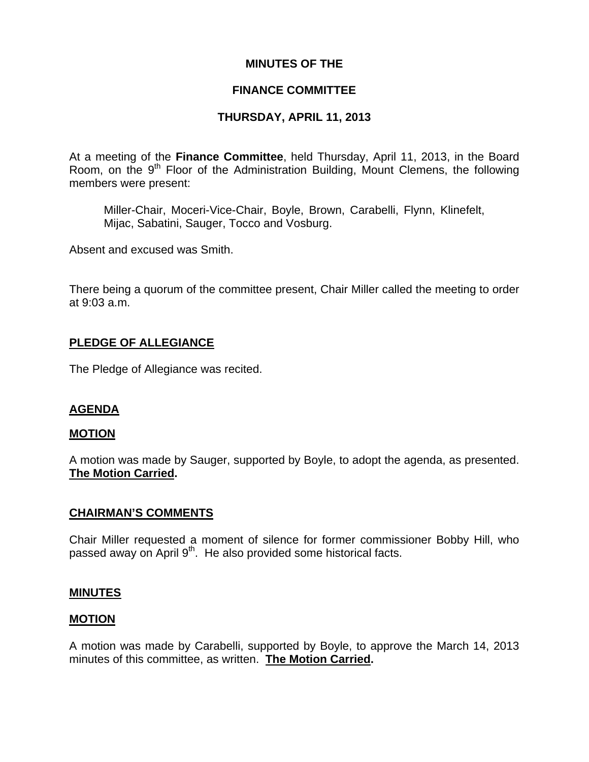# MINUTES OF THE

# FINANCE COMMITTEE

# THURSDAY, APRIL 11, 2013

At a meeting of the **Finance Committee**, held Thursday, April 11, 2013, in the Board Room, on the 9th Floor of the Administration Building, Mount Clemens, the following members were present:

> Miller-Chair, Moceri-Vice-Chair, Boyle, Brown, Carabelli, Flynn, Klinefelt, Mijac, Sabatini, Sauger, Tocco and Vosburg.

Absent and excused was Smith.

There being a quorum of the committee present, Chair Miller called the meeting to order at 9:03 a.m.

## PLEDGE OF ALLEGIANCE

The Pledge of Allegiance was recited.

## AGENDA

### MOTION

A motion was made by Sauger, supported by Boyle, to adopt the agenda, as presented. **The Motion Carried.**

## CHAIRMAN'S COMMENTS

Chair Miller requested a moment of silence for former commissioner Bobby Hill, who passed away on April 9th. He also provided some historical facts.

## MINUTES

### MOTION

A motion was made by Carabelli, supported by Boyle, to approve the March 14, 2013 minutes of this committee, as written. **The Motion Carried.**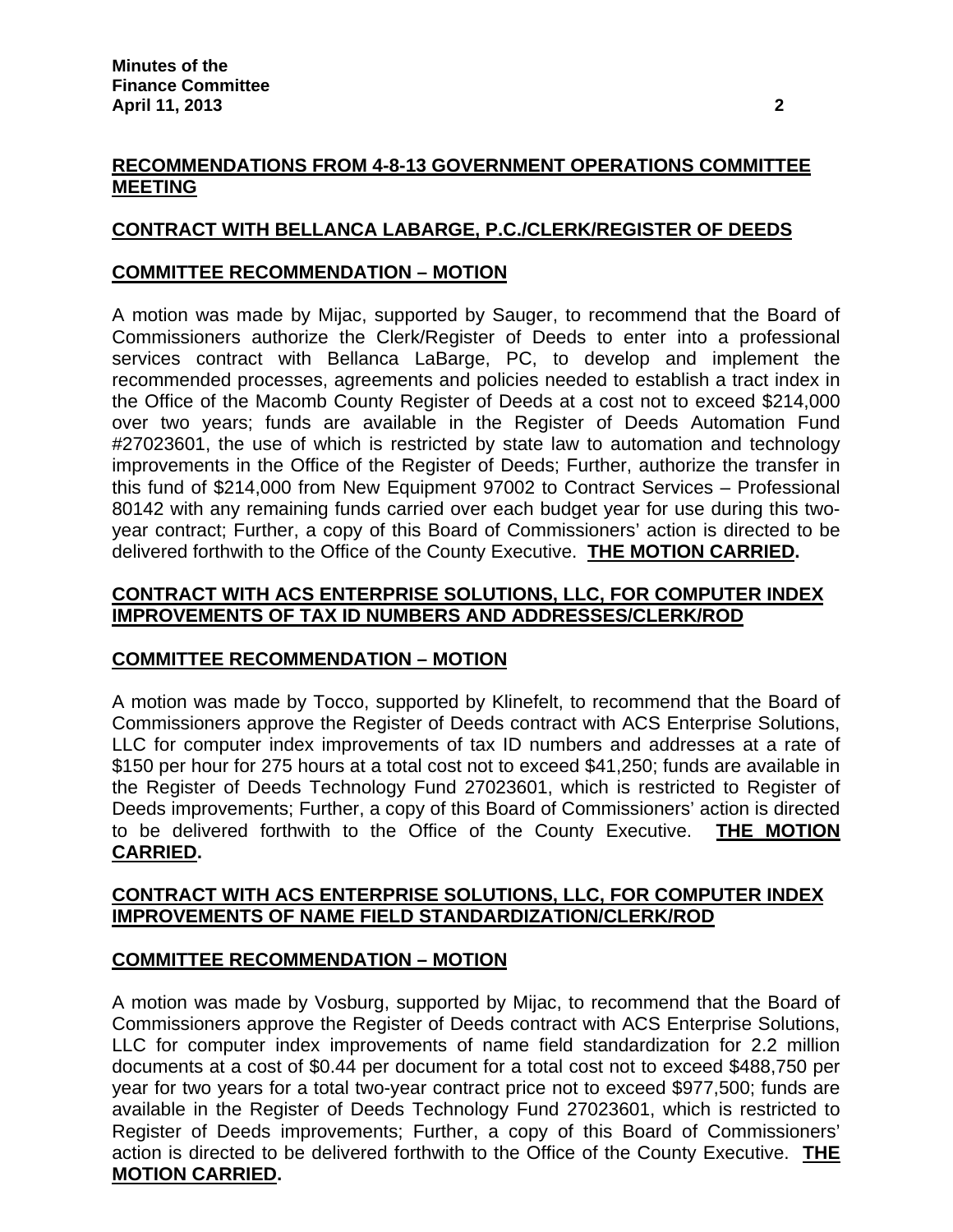## RECOMMENDATIONS FROM 4-8-13 GOVERNMENT OPERATIONS COMMITTEE MEETING

## CONTRACT WITH BELLANCA LABARGE, P.C./CLERK/REGISTER OF DEEDS

### COMMITTEE RECOMMENDATION – MOTION

A motion was made by Mijac, supported by Sauger, to recommend that the Board of Commissioners authorize the Clerk/Register of Deeds to enter into a professional services contract with Bellanca LaBarge, PC, to develop and implement the recommended processes, agreements and policies needed to establish a tract index in the Office of the Macomb County Register of Deeds at a cost not to exceed $214,000 over two years; funds are available in the Register of Deeds Automation Fund #27023601, the use of which is restricted by state law to automation and technology improvements in the Office of the Register of Deeds; Further, authorize the transfer in this fund of $214,000 from New Equipment 97002 to Contract Services – Professional 80142 with any remaining funds carried over each budget year for use during this two-year contract; Further, a copy of this Board of Commissioners' action is directed to be delivered forthwith to the Office of the County Executive. **THE MOTION CARRIED.**

## CONTRACT WITH ACS ENTERPRISE SOLUTIONS, LLC, FOR COMPUTER INDEX IMPROVEMENTS OF TAX ID NUMBERS AND ADDRESSES/CLERK/ROD

### COMMITTEE RECOMMENDATION – MOTION

A motion was made by Tocco, supported by Klinefelt, to recommend that the Board of Commissioners approve the Register of Deeds contract with ACS Enterprise Solutions, LLC for computer index improvements of tax ID numbers and addresses at a rate of $150 per hour for 275 hours at a total cost not to exceed $41,250; funds are available in the Register of Deeds Technology Fund 27023601, which is restricted to Register of Deeds improvements; Further, a copy of this Board of Commissioners' action is directed to be delivered forthwith to the Office of the County Executive. **THE MOTION CARRIED.**

## CONTRACT WITH ACS ENTERPRISE SOLUTIONS, LLC, FOR COMPUTER INDEX IMPROVEMENTS OF NAME FIELD STANDARDIZATION/CLERK/ROD

### COMMITTEE RECOMMENDATION – MOTION

A motion was made by Vosburg, supported by Mijac, to recommend that the Board of Commissioners approve the Register of Deeds contract with ACS Enterprise Solutions, LLC for computer index improvements of name field standardization for 2.2 million documents at a cost of $0.44 per document for a total cost not to exceed $488,750 per year for two years for a total two-year contract price not to exceed $977,500; funds are available in the Register of Deeds Technology Fund 27023601, which is restricted to Register of Deeds improvements; Further, a copy of this Board of Commissioners' action is directed to be delivered forthwith to the Office of the County Executive. **THE MOTION CARRIED.**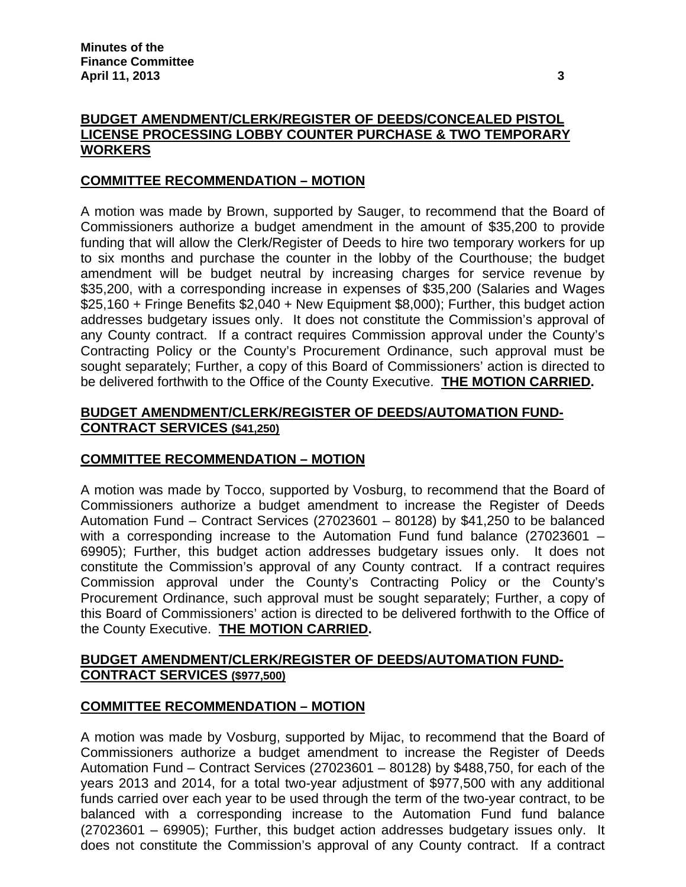**BUDGET AMENDMENT/CLERK/REGISTER OF DEEDS/CONCEALED PISTOL LICENSE PROCESSING LOBBY COUNTER PURCHASE & TWO TEMPORARY WORKERS**

**COMMITTEE RECOMMENDATION – MOTION**

A motion was made by Brown, supported by Sauger, to recommend that the Board of Commissioners authorize a budget amendment in the amount of $35,200 to provide funding that will allow the Clerk/Register of Deeds to hire two temporary workers for up to six months and purchase the counter in the lobby of the Courthouse; the budget amendment will be budget neutral by increasing charges for service revenue by $35,200, with a corresponding increase in expenses of $35,200 (Salaries and Wages $25,160 + Fringe Benefits $2,040 + New Equipment $8,000); Further, this budget action addresses budgetary issues only. It does not constitute the Commission's approval of any County contract. If a contract requires Commission approval under the County's Contracting Policy or the County's Procurement Ordinance, such approval must be sought separately; Further, a copy of this Board of Commissioners' action is directed to be delivered forthwith to the Office of the County Executive. **THE MOTION CARRIED.**

**BUDGET AMENDMENT/CLERK/REGISTER OF DEEDS/AUTOMATION FUND-CONTRACT SERVICES ($41,250)**

**COMMITTEE RECOMMENDATION – MOTION**

A motion was made by Tocco, supported by Vosburg, to recommend that the Board of Commissioners authorize a budget amendment to increase the Register of Deeds Automation Fund – Contract Services (27023601 – 80128) by $41,250 to be balanced with a corresponding increase to the Automation Fund fund balance (27023601 – 69905); Further, this budget action addresses budgetary issues only. It does not constitute the Commission's approval of any County contract. If a contract requires Commission approval under the County's Contracting Policy or the County's Procurement Ordinance, such approval must be sought separately; Further, a copy of this Board of Commissioners' action is directed to be delivered forthwith to the Office of the County Executive. **THE MOTION CARRIED.**

**BUDGET AMENDMENT/CLERK/REGISTER OF DEEDS/AUTOMATION FUND-CONTRACT SERVICES ($977,500)**

**COMMITTEE RECOMMENDATION – MOTION**

A motion was made by Vosburg, supported by Mijac, to recommend that the Board of Commissioners authorize a budget amendment to increase the Register of Deeds Automation Fund – Contract Services (27023601 – 80128) by $488,750, for each of the years 2013 and 2014, for a total two-year adjustment of $977,500 with any additional funds carried over each year to be used through the term of the two-year contract, to be balanced with a corresponding increase to the Automation Fund fund balance (27023601 – 69905); Further, this budget action addresses budgetary issues only. It does not constitute the Commission's approval of any County contract. If a contract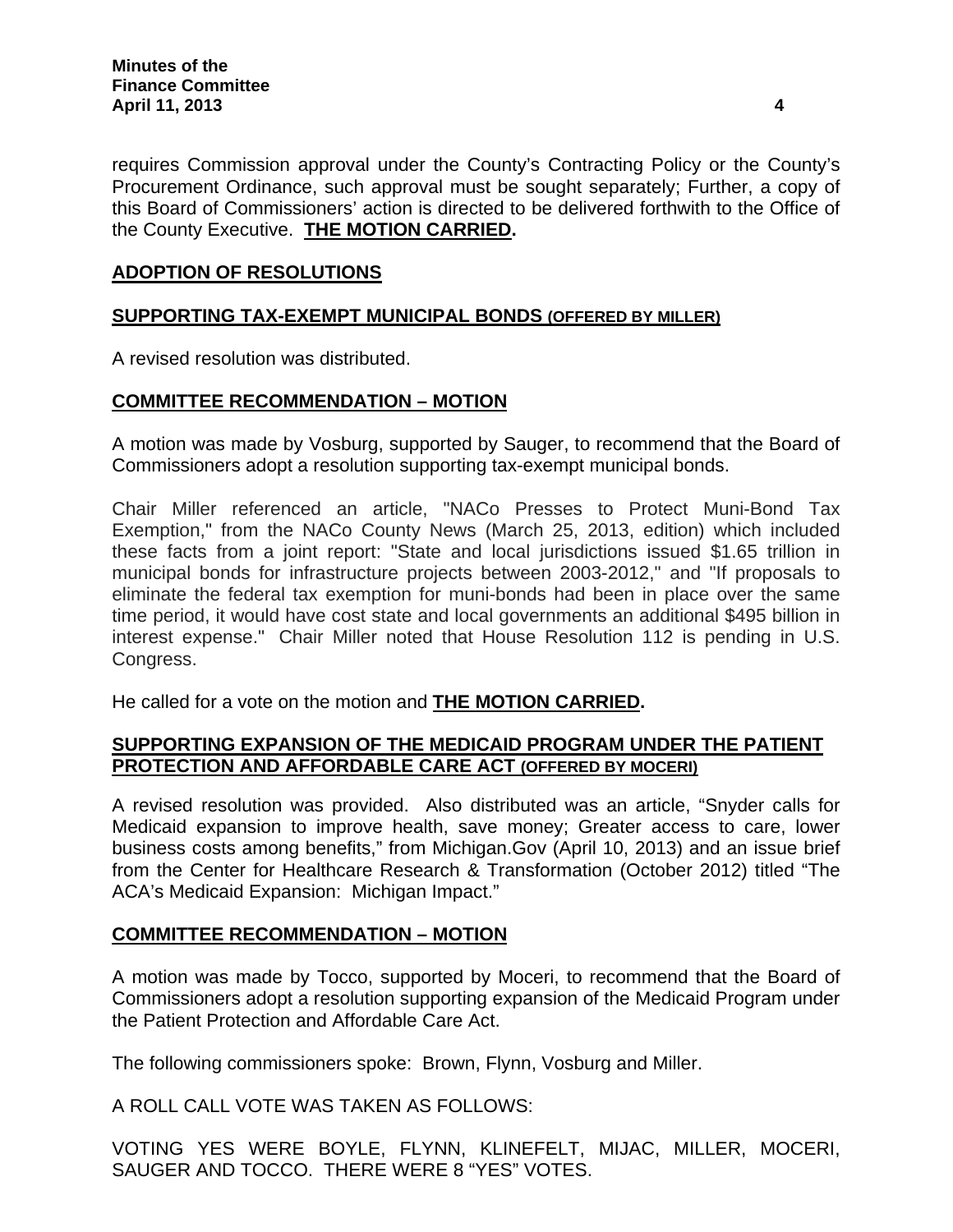requires Commission approval under the County's Contracting Policy or the County's Procurement Ordinance, such approval must be sought separately; Further, a copy of this Board of Commissioners' action is directed to be delivered forthwith to the Office of the County Executive. **THE MOTION CARRIED.**

## ADOPTION OF RESOLUTIONS

### SUPPORTING TAX-EXEMPT MUNICIPAL BONDS (OFFERED BY MILLER)

A revised resolution was distributed.

### COMMITTEE RECOMMENDATION – MOTION

A motion was made by Vosburg, supported by Sauger, to recommend that the Board of Commissioners adopt a resolution supporting tax-exempt municipal bonds.

Chair Miller referenced an article, "NACo Presses to Protect Muni-Bond Tax Exemption," from the NACo County News (March 25, 2013, edition) which included these facts from a joint report: "State and local jurisdictions issued $1.65 trillion in municipal bonds for infrastructure projects between 2003-2012," and "If proposals to eliminate the federal tax exemption for muni-bonds had been in place over the same time period, it would have cost state and local governments an additional $495 billion in interest expense." Chair Miller noted that House Resolution 112 is pending in U.S. Congress.

He called for a vote on the motion and **THE MOTION CARRIED.**

### SUPPORTING EXPANSION OF THE MEDICAID PROGRAM UNDER THE PATIENT PROTECTION AND AFFORDABLE CARE ACT (OFFERED BY MOCERI)

A revised resolution was provided. Also distributed was an article, "Snyder calls for Medicaid expansion to improve health, save money; Greater access to care, lower business costs among benefits," from Michigan.Gov (April 10, 2013) and an issue brief from the Center for Healthcare Research & Transformation (October 2012) titled "The ACA's Medicaid Expansion: Michigan Impact."

### COMMITTEE RECOMMENDATION – MOTION

A motion was made by Tocco, supported by Moceri, to recommend that the Board of Commissioners adopt a resolution supporting expansion of the Medicaid Program under the Patient Protection and Affordable Care Act.

The following commissioners spoke: Brown, Flynn, Vosburg and Miller.

A ROLL CALL VOTE WAS TAKEN AS FOLLOWS:

VOTING YES WERE BOYLE, FLYNN, KLINEFELT, MIJAC, MILLER, MOCERI, SAUGER AND TOCCO. THERE WERE 8 "YES" VOTES.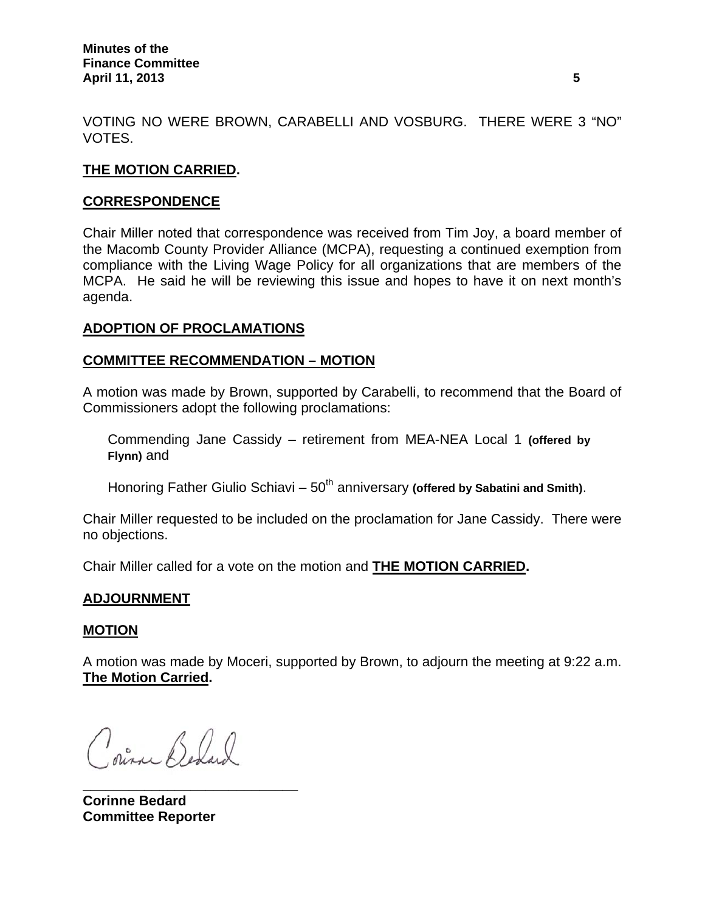VOTING NO WERE BROWN, CARABELLI AND VOSBURG. THERE WERE 3 "NO" VOTES.

**THE MOTION CARRIED.**

**CORRESPONDENCE**

Chair Miller noted that correspondence was received from Tim Joy, a board member of the Macomb County Provider Alliance (MCPA), requesting a continued exemption from compliance with the Living Wage Policy for all organizations that are members of the MCPA. He said he will be reviewing this issue and hopes to have it on next month's agenda.

**ADOPTION OF PROCLAMATIONS**

**COMMITTEE RECOMMENDATION – MOTION**

A motion was made by Brown, supported by Carabelli, to recommend that the Board of Commissioners adopt the following proclamations:

> Commending Jane Cassidy – retirement from MEA-NEA Local 1 **(offered by Flynn)** and
>
> Honoring Father Giulio Schiavi – 50th anniversary **(offered by Sabatini and Smith)**.

Chair Miller requested to be included on the proclamation for Jane Cassidy. There were no objections.

Chair Miller called for a vote on the motion and **THE MOTION CARRIED.**

**ADJOURNMENT**

**MOTION**

A motion was made by Moceri, supported by Brown, to adjourn the meeting at 9:22 a.m. **The Motion Carried.**

Corinne Bedard

**Corinne Bedard**
**Committee Reporter**